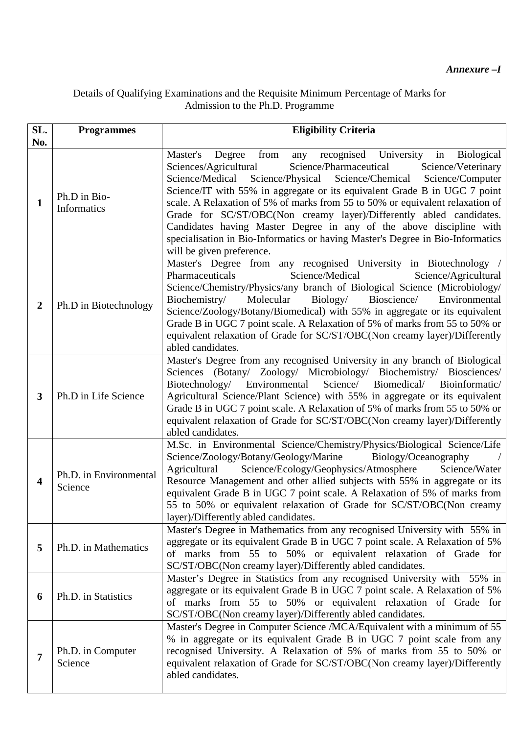*Annexure –I*

Details of Qualifying Examinations and the Requisite Minimum Percentage of Marks for Admission to the Ph.D. Programme

| SL. No. | Programmes | Eligibility Criteria |
|---|---|---|
| 1 | Ph.D in Bio-Informatics | Master's Degree from any recognised University in Biological Sciences/Agricultural Science/Pharmaceutical Science/Veterinary Science/Medical Science/Physical Science/Chemical Science/Computer Science/IT with 55% in aggregate or its equivalent Grade B in UGC 7 point scale. A Relaxation of 5% of marks from 55 to 50% or equivalent relaxation of Grade for SC/ST/OBC(Non creamy layer)/Differently abled candidates. Candidates having Master Degree in any of the above discipline with specialisation in Bio-Informatics or having Master's Degree in Bio-Informatics will be given preference. |
| 2 | Ph.D in Biotechnology | Master's Degree from any recognised University in Biotechnology / Pharmaceuticals Science/Medical Science/Agricultural Science/Chemistry/Physics/any branch of Biological Science (Microbiology/ Biochemistry/ Molecular Biology/ Bioscience/ Environmental Science/Zoology/Botany/Biomedical) with 55% in aggregate or its equivalent Grade B in UGC 7 point scale. A Relaxation of 5% of marks from 55 to 50% or equivalent relaxation of Grade for SC/ST/OBC(Non creamy layer)/Differently abled candidates. |
| 3 | Ph.D in Life Science | Master's Degree from any recognised University in any branch of Biological Sciences (Botany/ Zoology/ Microbiology/ Biochemistry/ Biosciences/ Biotechnology/ Environmental Science/ Biomedical/ Bioinformatic/ Agricultural Science/Plant Science) with 55% in aggregate or its equivalent Grade B in UGC 7 point scale. A Relaxation of 5% of marks from 55 to 50% or equivalent relaxation of Grade for SC/ST/OBC(Non creamy layer)/Differently abled candidates. |
| 4 | Ph.D. in Environmental Science | M.Sc. in Environmental Science/Chemistry/Physics/Biological Science/Life Science/Zoology/Botany/Geology/Marine Biology/Oceanography / Agricultural Science/Ecology/Geophysics/Atmosphere Science/Water Resource Management and other allied subjects with 55% in aggregate or its equivalent Grade B in UGC 7 point scale. A Relaxation of 5% of marks from 55 to 50% or equivalent relaxation of Grade for SC/ST/OBC(Non creamy layer)/Differently abled candidates. |
| 5 | Ph.D. in Mathematics | Master's Degree in Mathematics from any recognised University with 55% in aggregate or its equivalent Grade B in UGC 7 point scale. A Relaxation of 5% of marks from 55 to 50% or equivalent relaxation of Grade for SC/ST/OBC(Non creamy layer)/Differently abled candidates. |
| 6 | Ph.D. in Statistics | Master's Degree in Statistics from any recognised University with 55% in aggregate or its equivalent Grade B in UGC 7 point scale. A Relaxation of 5% of marks from 55 to 50% or equivalent relaxation of Grade for SC/ST/OBC(Non creamy layer)/Differently abled candidates. |
| 7 | Ph.D. in Computer Science | Master's Degree in Computer Science /MCA/Equivalent with a minimum of 55 % in aggregate or its equivalent Grade B in UGC 7 point scale from any recognised University. A Relaxation of 5% of marks from 55 to 50% or equivalent relaxation of Grade for SC/ST/OBC(Non creamy layer)/Differently abled candidates. |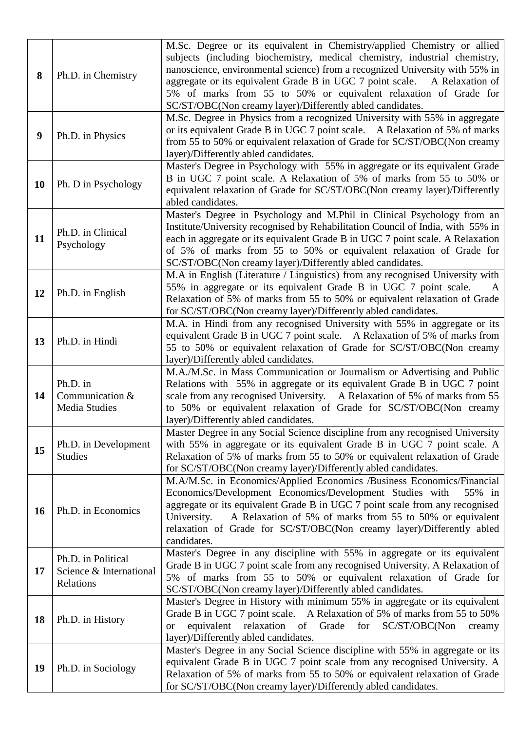| 8 | Ph.D. in Chemistry | M.Sc. Degree or its equivalent in Chemistry/applied Chemistry or allied subjects (including biochemistry, medical chemistry, industrial chemistry, nanoscience, environmental science) from a recognized University with 55% in aggregate or its equivalent Grade B in UGC 7 point scale. A Relaxation of 5% of marks from 55 to 50% or equivalent relaxation of Grade for SC/ST/OBC(Non creamy layer)/Differently abled candidates. |
|---|---|---|
| 9 | Ph.D. in Physics | M.Sc. Degree in Physics from a recognized University with 55% in aggregate or its equivalent Grade B in UGC 7 point scale. A Relaxation of 5% of marks from 55 to 50% or equivalent relaxation of Grade for SC/ST/OBC(Non creamy layer)/Differently abled candidates. |
| 10 | Ph. D in Psychology | Master's Degree in Psychology with 55% in aggregate or its equivalent Grade B in UGC 7 point scale. A Relaxation of 5% of marks from 55 to 50% or equivalent relaxation of Grade for SC/ST/OBC(Non creamy layer)/Differently abled candidates. |
| 11 | Ph.D. in Clinical Psychology | Master's Degree in Psychology and M.Phil in Clinical Psychology from an Institute/University recognised by Rehabilitation Council of India, with 55% in each in aggregate or its equivalent Grade B in UGC 7 point scale. A Relaxation of 5% of marks from 55 to 50% or equivalent relaxation of Grade for SC/ST/OBC(Non creamy layer)/Differently abled candidates. |
| 12 | Ph.D. in English | M.A in English (Literature / Linguistics) from any recognised University with 55% in aggregate or its equivalent Grade B in UGC 7 point scale. A Relaxation of 5% of marks from 55 to 50% or equivalent relaxation of Grade for SC/ST/OBC(Non creamy layer)/Differently abled candidates. |
| 13 | Ph.D. in Hindi | M.A. in Hindi from any recognised University with 55% in aggregate or its equivalent Grade B in UGC 7 point scale. A Relaxation of 5% of marks from 55 to 50% or equivalent relaxation of Grade for SC/ST/OBC(Non creamy layer)/Differently abled candidates. |
| 14 | Ph.D. in Communication & Media Studies | M.A./M.Sc. in Mass Communication or Journalism or Advertising and Public Relations with 55% in aggregate or its equivalent Grade B in UGC 7 point scale from any recognised University. A Relaxation of 5% of marks from 55 to 50% or equivalent relaxation of Grade for SC/ST/OBC(Non creamy layer)/Differently abled candidates. |
| 15 | Ph.D. in Development Studies | Master Degree in any Social Science discipline from any recognised University with 55% in aggregate or its equivalent Grade B in UGC 7 point scale. A Relaxation of 5% of marks from 55 to 50% or equivalent relaxation of Grade for SC/ST/OBC(Non creamy layer)/Differently abled candidates. |
| 16 | Ph.D. in Economics | M.A/M.Sc. in Economics/Applied Economics /Business Economics/Financial Economics/Development Economics/Development Studies with 55% in aggregate or its equivalent Grade B in UGC 7 point scale from any recognised University. A Relaxation of 5% of marks from 55 to 50% or equivalent relaxation of Grade for SC/ST/OBC(Non creamy layer)/Differently abled candidates. |
| 17 | Ph.D. in Political Science & International Relations | Master's Degree in any discipline with 55% in aggregate or its equivalent Grade B in UGC 7 point scale from any recognised University. A Relaxation of 5% of marks from 55 to 50% or equivalent relaxation of Grade for SC/ST/OBC(Non creamy layer)/Differently abled candidates. |
| 18 | Ph.D. in History | Master's Degree in History with minimum 55% in aggregate or its equivalent Grade B in UGC 7 point scale. A Relaxation of 5% of marks from 55 to 50% or equivalent relaxation of Grade for SC/ST/OBC(Non creamy layer)/Differently abled candidates. |
| 19 | Ph.D. in Sociology | Master's Degree in any Social Science discipline with 55% in aggregate or its equivalent Grade B in UGC 7 point scale from any recognised University. A Relaxation of 5% of marks from 55 to 50% or equivalent relaxation of Grade for SC/ST/OBC(Non creamy layer)/Differently abled candidates. |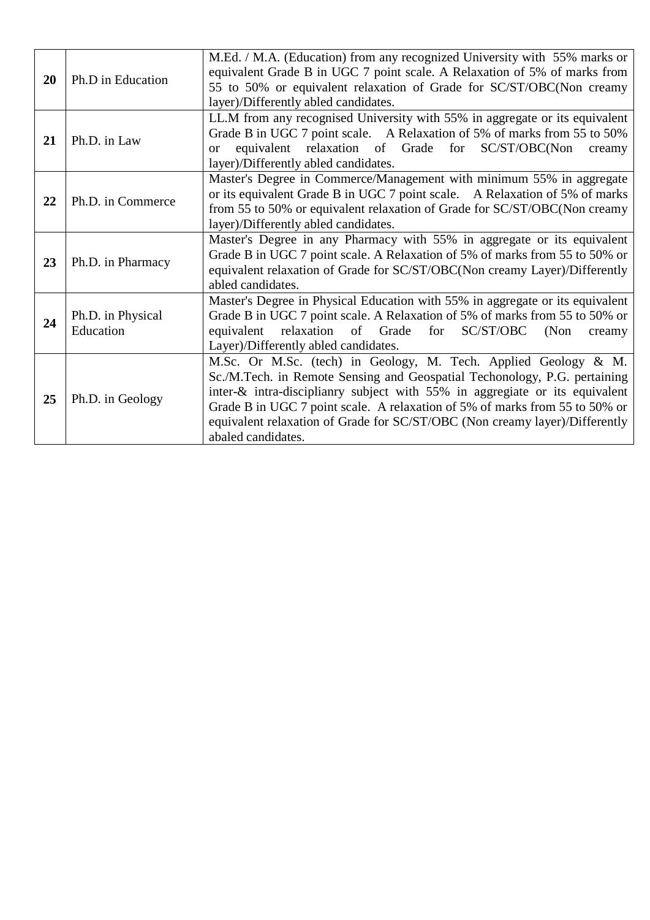| | | |
|---|---|---|
| **20** | Ph.D in Education | M.Ed. / M.A. (Education) from any recognized University with 55% marks or equivalent Grade B in UGC 7 point scale. A Relaxation of 5% of marks from 55 to 50% or equivalent relaxation of Grade for SC/ST/OBC(Non creamy layer)/Differently abled candidates. |
| **21** | Ph.D. in Law | LL.M from any recognised University with 55% in aggregate or its equivalent Grade B in UGC 7 point scale. A Relaxation of 5% of marks from 55 to 50% or equivalent relaxation of Grade for SC/ST/OBC(Non creamy layer)/Differently abled candidates. |
| **22** | Ph.D. in Commerce | Master's Degree in Commerce/Management with minimum 55% in aggregate or its equivalent Grade B in UGC 7 point scale. A Relaxation of 5% of marks from 55 to 50% or equivalent relaxation of Grade for SC/ST/OBC(Non creamy layer)/Differently abled candidates. |
| **23** | Ph.D. in Pharmacy | Master's Degree in any Pharmacy with 55% in aggregate or its equivalent Grade B in UGC 7 point scale. A Relaxation of 5% of marks from 55 to 50% or equivalent relaxation of Grade for SC/ST/OBC(Non creamy Layer)/Differently abled candidates. |
| **24** | Ph.D. in Physical Education | Master's Degree in Physical Education with 55% in aggregate or its equivalent Grade B in UGC 7 point scale. A Relaxation of 5% of marks from 55 to 50% or equivalent relaxation of Grade for SC/ST/OBC (Non creamy Layer)/Differently abled candidates. |
| **25** | Ph.D. in Geology | M.Sc. Or M.Sc. (tech) in Geology, M. Tech. Applied Geology & M. Sc./M.Tech. in Remote Sensing and Geospatial Techonology, P.G. pertaining inter-& intra-disciplianry subject with 55% in aggregiate or its equivalent Grade B in UGC 7 point scale. A relaxation of 5% of marks from 55 to 50% or equivalent relaxation of Grade for SC/ST/OBC (Non creamy layer)/Differently abaled candidates. |